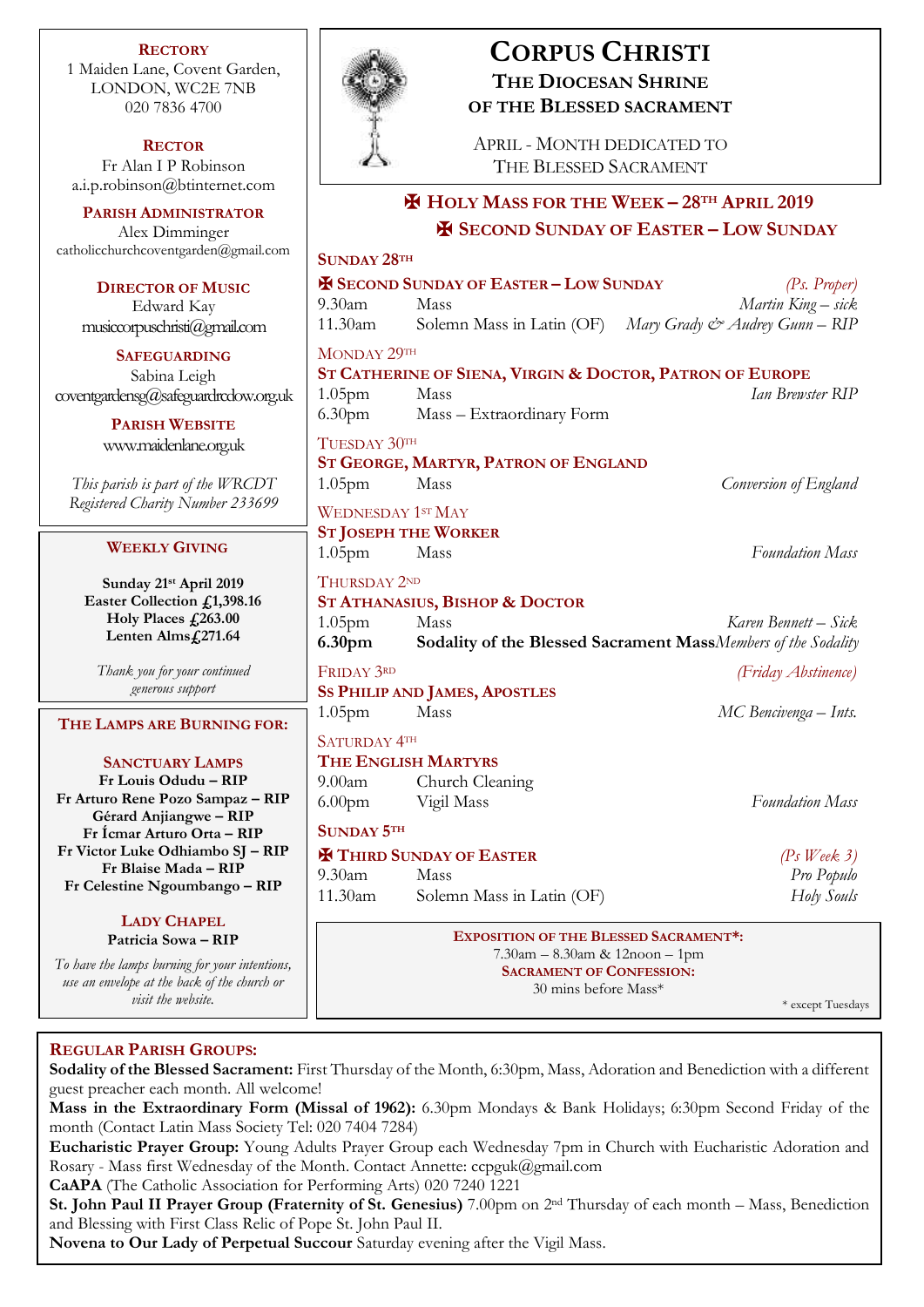# Corpus Christi

## The Diocesan Shrine of the Blessed Sacrament

April - Month dedicated to The Blessed Sacrament

### ✠ Holy Mass for the Week – 28th April 2019
### ✠ Second Sunday of Easter – Low Sunday

**SUNDAY 28TH**

**✠ SECOND SUNDAY OF EASTER – LOW SUNDAY** *(Ps. Proper)*

| | | |
|---|---|---|
| 9.30am | Mass | *Martin King – sick* |
| 11.30am | Solemn Mass in Latin (OF) | *Mary Grady & Audrey Gunn – RIP* |

MONDAY 29TH

**ST CATHERINE OF SIENA, VIRGIN & DOCTOR, PATRON OF EUROPE**

| | | |
|---|---|---|
| 1.05pm | Mass | *Ian Brewster RIP* |
| 6.30pm | Mass – Extraordinary Form | |

TUESDAY 30TH

**ST GEORGE, MARTYR, PATRON OF ENGLAND**

| | | |
|---|---|---|
| 1.05pm | Mass | *Conversion of England* |

WEDNESDAY 1ST MAY

**ST JOSEPH THE WORKER**

| | | |
|---|---|---|
| 1.05pm | Mass | *Foundation Mass* |

THURSDAY 2ND

**ST ATHANASIUS, BISHOP & DOCTOR**

| | | |
|---|---|---|
| 1.05pm | Mass | *Karen Bennett – Sick* |
| **6.30pm** | **Sodality of the Blessed Sacrament Mass** | *Members of the Sodality* |

FRIDAY 3RD *(Friday Abstinence)*

**SS PHILIP AND JAMES, APOSTLES**

| | | |
|---|---|---|
| 1.05pm | Mass | *MC Bencivenga – Ints.* |

SATURDAY 4TH

**THE ENGLISH MARTYRS**

| | | |
|---|---|---|
| 9.00am | Church Cleaning | |
| 6.00pm | Vigil Mass | *Foundation Mass* |

**SUNDAY 5TH**

**✠ THIRD SUNDAY OF EASTER** *(Ps Week 3)*

| | | |
|---|---|---|
| 9.30am | Mass | *Pro Populo* |
| 11.30am | Solemn Mass in Latin (OF) | *Holy Souls* |

**EXPOSITION OF THE BLESSED SACRAMENT*:**
7.30am – 8.30am & 12noon – 1pm
**SACRAMENT OF CONFESSION:**
30 mins before Mass*

\* except Tuesdays

---

**RECTORY**
1 Maiden Lane, Covent Garden,
LONDON, WC2E 7NB
020 7836 4700

**RECTOR**
Fr Alan I P Robinson
a.i.p.robinson@btinternet.com

**PARISH ADMINISTRATOR**
Alex Dimminger
catholicchurchcoventgarden@gmail.com

**DIRECTOR OF MUSIC**
Edward Kay
musiccorpuschristi@gmail.com

**SAFEGUARDING**
Sabina Leigh
coventgardensg@safeguardrcdow.org.uk

**PARISH WEBSITE**
www.maidenlane.org.uk

*This parish is part of the WRCDT Registered Charity Number 233699*

---

**WEEKLY GIVING**

**Sunday 21st April 2019**
**Easter Collection £1,398.16**
**Holy Places £263.00**
**Lenten Alms £271.64**

*Thank you for your continued generous support*

---

**THE LAMPS ARE BURNING FOR:**

**SANCTUARY LAMPS**
**Fr Louis Odudu – RIP**
**Fr Arturo Rene Pozo Sampaz – RIP**
**Gérard Anjiangwe – RIP**
**Fr Ícmar Arturo Orta – RIP**
**Fr Victor Luke Odhiambo SJ – RIP**
**Fr Blaise Mada – RIP**
**Fr Celestine Ngoumbango – RIP**

**LADY CHAPEL**
**Patricia Sowa – RIP**

*To have the lamps burning for your intentions, use an envelope at the back of the church or visit the website.*

---

**REGULAR PARISH GROUPS:**

**Sodality of the Blessed Sacrament:** First Thursday of the Month, 6:30pm, Mass, Adoration and Benediction with a different guest preacher each month. All welcome!

**Mass in the Extraordinary Form (Missal of 1962):** 6.30pm Mondays & Bank Holidays; 6:30pm Second Friday of the month (Contact Latin Mass Society Tel: 020 7404 7284)

**Eucharistic Prayer Group:** Young Adults Prayer Group each Wednesday 7pm in Church with Eucharistic Adoration and Rosary - Mass first Wednesday of the Month. Contact Annette: ccpguk@gmail.com

**CaAPA** (The Catholic Association for Performing Arts) 020 7240 1221

**St. John Paul II Prayer Group (Fraternity of St. Genesius)** 7.00pm on 2nd Thursday of each month – Mass, Benediction and Blessing with First Class Relic of Pope St. John Paul II.

**Novena to Our Lady of Perpetual Succour** Saturday evening after the Vigil Mass.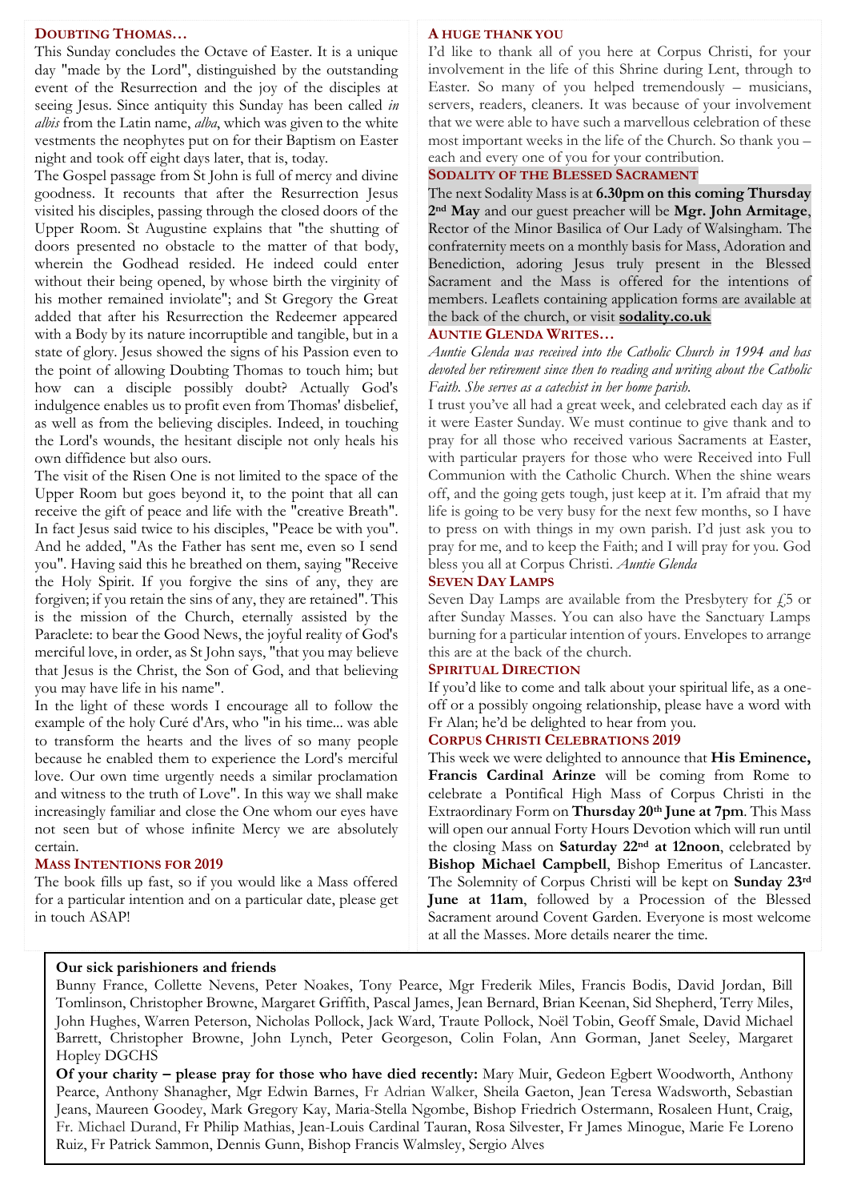## Doubting Thomas…

This Sunday concludes the Octave of Easter. It is a unique day "made by the Lord", distinguished by the outstanding event of the Resurrection and the joy of the disciples at seeing Jesus. Since antiquity this Sunday has been called *in albis* from the Latin name, *alba*, which was given to the white vestments the neophytes put on for their Baptism on Easter night and took off eight days later, that is, today.

The Gospel passage from St John is full of mercy and divine goodness. It recounts that after the Resurrection Jesus visited his disciples, passing through the closed doors of the Upper Room. St Augustine explains that "the shutting of doors presented no obstacle to the matter of that body, wherein the Godhead resided. He indeed could enter without their being opened, by whose birth the virginity of his mother remained inviolate"; and St Gregory the Great added that after his Resurrection the Redeemer appeared with a Body by its nature incorruptible and tangible, but in a state of glory. Jesus showed the signs of his Passion even to the point of allowing Doubting Thomas to touch him; but how can a disciple possibly doubt? Actually God's indulgence enables us to profit even from Thomas' disbelief, as well as from the believing disciples. Indeed, in touching the Lord's wounds, the hesitant disciple not only heals his own diffidence but also ours.

The visit of the Risen One is not limited to the space of the Upper Room but goes beyond it, to the point that all can receive the gift of peace and life with the "creative Breath". In fact Jesus said twice to his disciples, "Peace be with you". And he added, "As the Father has sent me, even so I send you". Having said this he breathed on them, saying "Receive the Holy Spirit. If you forgive the sins of any, they are forgiven; if you retain the sins of any, they are retained". This is the mission of the Church, eternally assisted by the Paraclete: to bear the Good News, the joyful reality of God's merciful love, in order, as St John says, "that you may believe that Jesus is the Christ, the Son of God, and that believing you may have life in his name".

In the light of these words I encourage all to follow the example of the holy Curé d'Ars, who "in his time... was able to transform the hearts and the lives of so many people because he enabled them to experience the Lord's merciful love. Our own time urgently needs a similar proclamation and witness to the truth of Love". In this way we shall make increasingly familiar and close the One whom our eyes have not seen but of whose infinite Mercy we are absolutely certain.

## Mass Intentions for 2019

The book fills up fast, so if you would like a Mass offered for a particular intention and on a particular date, please get in touch ASAP!

## A huge thank you

I'd like to thank all of you here at Corpus Christi, for your involvement in the life of this Shrine during Lent, through to Easter. So many of you helped tremendously – musicians, servers, readers, cleaners. It was because of your involvement that we were able to have such a marvellous celebration of these most important weeks in the life of the Church. So thank you – each and every one of you for your contribution.

## Sodality of the Blessed Sacrament

The next Sodality Mass is at **6.30pm on this coming Thursday 2nd May** and our guest preacher will be **Mgr. John Armitage**, Rector of the Minor Basilica of Our Lady of Walsingham. The confraternity meets on a monthly basis for Mass, Adoration and Benediction, adoring Jesus truly present in the Blessed Sacrament and the Mass is offered for the intentions of members. Leaflets containing application forms are available at the back of the church, or visit **sodality.co.uk**

## Auntie Glenda Writes…

*Auntie Glenda was received into the Catholic Church in 1994 and has devoted her retirement since then to reading and writing about the Catholic Faith. She serves as a catechist in her home parish.*

I trust you've all had a great week, and celebrated each day as if it were Easter Sunday. We must continue to give thank and to pray for all those who received various Sacraments at Easter, with particular prayers for those who were Received into Full Communion with the Catholic Church. When the shine wears off, and the going gets tough, just keep at it. I'm afraid that my life is going to be very busy for the next few months, so I have to press on with things in my own parish. I'd just ask you to pray for me, and to keep the Faith; and I will pray for you. God bless you all at Corpus Christi. *Auntie Glenda*

## Seven Day Lamps

Seven Day Lamps are available from the Presbytery for £5 or after Sunday Masses. You can also have the Sanctuary Lamps burning for a particular intention of yours. Envelopes to arrange this are at the back of the church.

## Spiritual Direction

If you'd like to come and talk about your spiritual life, as a one-off or a possibly ongoing relationship, please have a word with Fr Alan; he'd be delighted to hear from you.

## Corpus Christi Celebrations 2019

This week we were delighted to announce that **His Eminence, Francis Cardinal Arinze** will be coming from Rome to celebrate a Pontifical High Mass of Corpus Christi in the Extraordinary Form on **Thursday 20th June at 7pm**. This Mass will open our annual Forty Hours Devotion which will run until the closing Mass on **Saturday 22nd at 12noon**, celebrated by **Bishop Michael Campbell**, Bishop Emeritus of Lancaster. The Solemnity of Corpus Christi will be kept on **Sunday 23rd June at 11am**, followed by a Procession of the Blessed Sacrament around Covent Garden. Everyone is most welcome at all the Masses. More details nearer the time.

**Our sick parishioners and friends**

Bunny France, Collette Nevens, Peter Noakes, Tony Pearce, Mgr Frederik Miles, Francis Bodis, David Jordan, Bill Tomlinson, Christopher Browne, Margaret Griffith, Pascal James, Jean Bernard, Brian Keenan, Sid Shepherd, Terry Miles, John Hughes, Warren Peterson, Nicholas Pollock, Jack Ward, Traute Pollock, Noël Tobin, Geoff Smale, David Michael Barrett, Christopher Browne, John Lynch, Peter Georgeson, Colin Folan, Ann Gorman, Janet Seeley, Margaret Hopley DGCHS

**Of your charity – please pray for those who have died recently:** Mary Muir, Gedeon Egbert Woodworth, Anthony Pearce, Anthony Shanagher, Mgr Edwin Barnes, Fr Adrian Walker, Sheila Gaeton, Jean Teresa Wadsworth, Sebastian Jeans, Maureen Goodey, Mark Gregory Kay, Maria-Stella Ngombe, Bishop Friedrich Ostermann, Rosaleen Hunt, Craig, Fr. Michael Durand, Fr Philip Mathias, Jean-Louis Cardinal Tauran, Rosa Silvester, Fr James Minogue, Marie Fe Loreno Ruiz, Fr Patrick Sammon, Dennis Gunn, Bishop Francis Walmsley, Sergio Alves